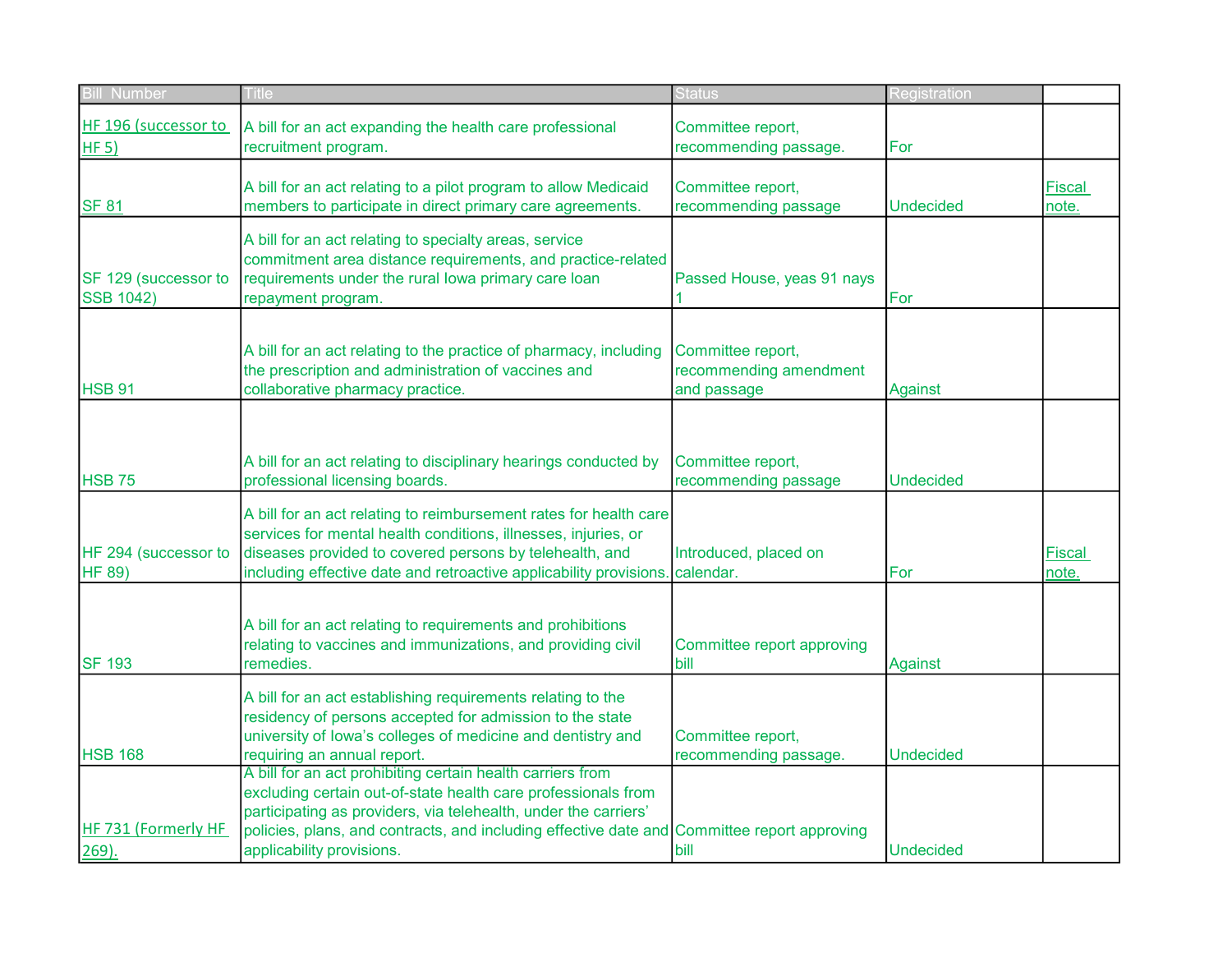| Bill Number | Title | Status | Registration | |
|---|---|---|---|---|
| HF 196 (successor to HF 5) | A bill for an act expanding the health care professional recruitment program. | Committee report, recommending passage. | For | |
| SF 81 | A bill for an act relating to a pilot program to allow Medicaid members to participate in direct primary care agreements. | Committee report, recommending passage | Undecided | Fiscal note. |
| SF 129 (successor to SSB 1042) | A bill for an act relating to specialty areas, service commitment area distance requirements, and practice-related requirements under the rural Iowa primary care loan repayment program. | Passed House, yeas 91 nays 1 | For | |
| HSB 91 | A bill for an act relating to the practice of pharmacy, including the prescription and administration of vaccines and collaborative pharmacy practice. | Committee report, recommending amendment and passage | Against | |
| HSB 75 | A bill for an act relating to disciplinary hearings conducted by professional licensing boards. | Committee report, recommending passage | Undecided | |
| HF 294 (successor to HF 89) | A bill for an act relating to reimbursement rates for health care services for mental health conditions, illnesses, injuries, or diseases provided to covered persons by telehealth, and including effective date and retroactive applicability provisions. | Introduced, placed on calendar. | For | Fiscal note. |
| SF 193 | A bill for an act relating to requirements and prohibitions relating to vaccines and immunizations, and providing civil remedies. | Committee report approving bill | Against | |
| HSB 168 | A bill for an act establishing requirements relating to the residency of persons accepted for admission to the state university of Iowa's colleges of medicine and dentistry and requiring an annual report. | Committee report, recommending passage. | Undecided | |
| HF 731 (Formerly HF 269). | A bill for an act prohibiting certain health carriers from excluding certain out-of-state health care professionals from participating as providers, via telehealth, under the carriers' policies, plans, and contracts, and including effective date and applicability provisions. | Committee report approving bill | Undecided | |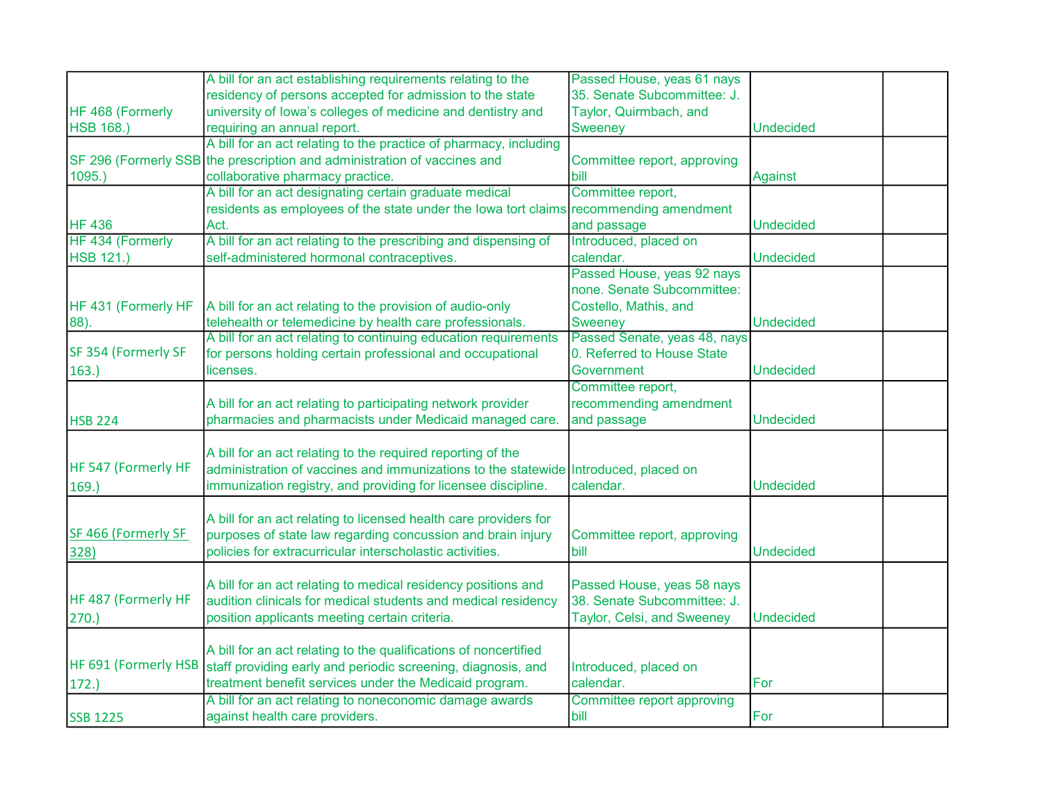| | | | | |
|---|---|---|---|---|
| HF 468 (Formerly HSB 168.) | A bill for an act establishing requirements relating to the residency of persons accepted for admission to the state university of Iowa's colleges of medicine and dentistry and requiring an annual report. | Passed House, yeas 61 nays 35. Senate Subcommittee: J. Taylor, Quirmbach, and Sweeney | Undecided | |
| SF 296 (Formerly SSB 1095.) | A bill for an act relating to the practice of pharmacy, including the prescription and administration of vaccines and collaborative pharmacy practice. | Committee report, approving bill | Against | |
| HF 436 | A bill for an act designating certain graduate medical residents as employees of the state under the Iowa tort claims Act. | Committee report, recommending amendment and passage | Undecided | |
| HF 434 (Formerly HSB 121.) | A bill for an act relating to the prescribing and dispensing of self-administered hormonal contraceptives. | Introduced, placed on calendar. | Undecided | |
| HF 431 (Formerly HF 88). | A bill for an act relating to the provision of audio-only telehealth or telemedicine by health care professionals. | Passed House, yeas 92 nays none. Senate Subcommittee: Costello, Mathis, and Sweeney | Undecided | |
| SF 354 (Formerly SF 163.) | A bill for an act relating to continuing education requirements for persons holding certain professional and occupational licenses. | Passed Senate, yeas 48, nays 0. Referred to House State Government | Undecided | |
| HSB 224 | A bill for an act relating to participating network provider pharmacies and pharmacists under Medicaid managed care. | Committee report, recommending amendment and passage | Undecided | |
| HF 547 (Formerly HF 169.) | A bill for an act relating to the required reporting of the administration of vaccines and immunizations to the statewide immunization registry, and providing for licensee discipline. | Introduced, placed on calendar. | Undecided | |
| SF 466 (Formerly SF 328) | A bill for an act relating to licensed health care providers for purposes of state law regarding concussion and brain injury policies for extracurricular interscholastic activities. | Committee report, approving bill | Undecided | |
| HF 487 (Formerly HF 270.) | A bill for an act relating to medical residency positions and audition clinicals for medical students and medical residency position applicants meeting certain criteria. | Passed House, yeas 58 nays 38. Senate Subcommittee: J. Taylor, Celsi, and Sweeney | Undecided | |
| HF 691 (Formerly HSB 172.) | A bill for an act relating to the qualifications of noncertified staff providing early and periodic screening, diagnosis, and treatment benefit services under the Medicaid program. | Introduced, placed on calendar. | For | |
| SSB 1225 | A bill for an act relating to noneconomic damage awards against health care providers. | Committee report approving bill | For | |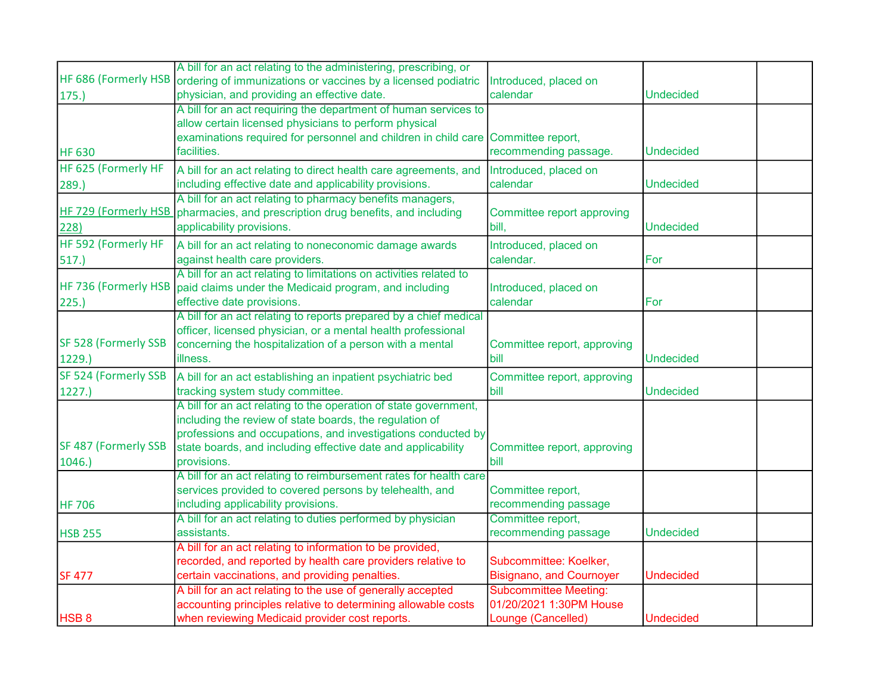| | | | | |
|---|---|---|---|---|
| HF 686 (Formerly HSB 175.) | A bill for an act relating to the administering, prescribing, or ordering of immunizations or vaccines by a licensed podiatric physician, and providing an effective date. | Introduced, placed on calendar | Undecided | |
| HF 630 | A bill for an act requiring the department of human services to allow certain licensed physicians to perform physical examinations required for personnel and children in child care facilities. | Committee report, recommending passage. | Undecided | |
| HF 625 (Formerly HF 289.) | A bill for an act relating to direct health care agreements, and including effective date and applicability provisions. | Introduced, placed on calendar | Undecided | |
| HF 729 (Formerly HSB 228) | A bill for an act relating to pharmacy benefits managers, pharmacies, and prescription drug benefits, and including applicability provisions. | Committee report approving bill, | Undecided | |
| HF 592 (Formerly HF 517.) | A bill for an act relating to noneconomic damage awards against health care providers. | Introduced, placed on calendar. | For | |
| HF 736 (Formerly HSB 225.) | A bill for an act relating to limitations on activities related to paid claims under the Medicaid program, and including effective date provisions. | Introduced, placed on calendar | For | |
| SF 528 (Formerly SSB 1229.) | A bill for an act relating to reports prepared by a chief medical officer, licensed physician, or a mental health professional concerning the hospitalization of a person with a mental illness. | Committee report, approving bill | Undecided | |
| SF 524 (Formerly SSB 1227.) | A bill for an act establishing an inpatient psychiatric bed tracking system study committee. | Committee report, approving bill | Undecided | |
| SF 487 (Formerly SSB 1046.) | A bill for an act relating to the operation of state government, including the review of state boards, the regulation of professions and occupations, and investigations conducted by state boards, and including effective date and applicability provisions. | Committee report, approving bill | | |
| HF 706 | A bill for an act relating to reimbursement rates for health care services provided to covered persons by telehealth, and including applicability provisions. | Committee report, recommending passage | | |
| HSB 255 | A bill for an act relating to duties performed by physician assistants. | Committee report, recommending passage | Undecided | |
| SF 477 | A bill for an act relating to information to be provided, recorded, and reported by health care providers relative to certain vaccinations, and providing penalties. | Subcommittee: Koelker, Bisignano, and Cournoyer | Undecided | |
| HSB 8 | A bill for an act relating to the use of generally accepted accounting principles relative to determining allowable costs when reviewing Medicaid provider cost reports. | Subcommittee Meeting: 01/20/2021 1:30PM House Lounge (Cancelled) | Undecided | |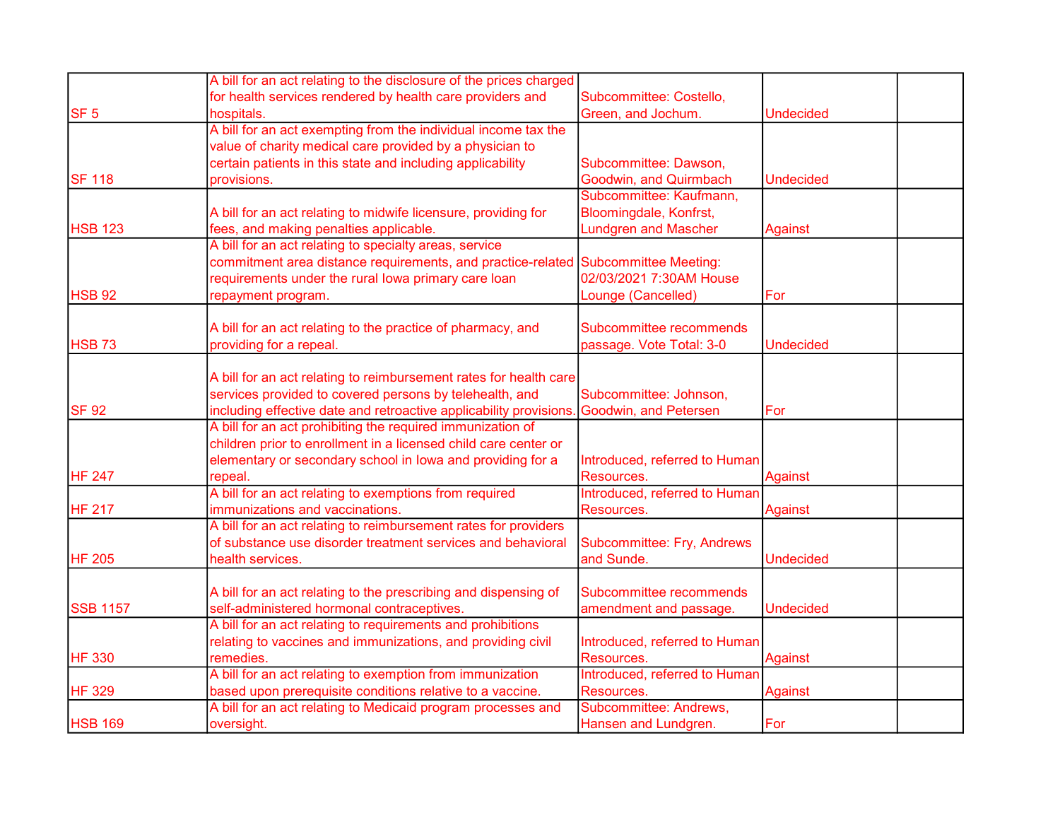| | | | | |
|---|---|---|---|---|
| SF 5 | A bill for an act relating to the disclosure of the prices charged for health services rendered by health care providers and hospitals. | Subcommittee: Costello, Green, and Jochum. | Undecided | |
| SF 118 | A bill for an act exempting from the individual income tax the value of charity medical care provided by a physician to certain patients in this state and including applicability provisions. | Subcommittee: Dawson, Goodwin, and Quirmbach | Undecided | |
| HSB 123 | A bill for an act relating to midwife licensure, providing for fees, and making penalties applicable. | Subcommittee: Kaufmann, Bloomingdale, Konfrst, Lundgren and Mascher | Against | |
| HSB 92 | A bill for an act relating to specialty areas, service commitment area distance requirements, and practice-related requirements under the rural Iowa primary care loan repayment program. | Subcommittee Meeting: 02/03/2021 7:30AM House Lounge (Cancelled) | For | |
| HSB 73 | A bill for an act relating to the practice of pharmacy, and providing for a repeal. | Subcommittee recommends passage. Vote Total: 3-0 | Undecided | |
| SF 92 | A bill for an act relating to reimbursement rates for health care services provided to covered persons by telehealth, and including effective date and retroactive applicability provisions. | Subcommittee: Johnson, Goodwin, and Petersen | For | |
| HF 247 | A bill for an act prohibiting the required immunization of children prior to enrollment in a licensed child care center or elementary or secondary school in Iowa and providing for a repeal. | Introduced, referred to Human Resources. | Against | |
| HF 217 | A bill for an act relating to exemptions from required immunizations and vaccinations. | Introduced, referred to Human Resources. | Against | |
| HF 205 | A bill for an act relating to reimbursement rates for providers of substance use disorder treatment services and behavioral health services. | Subcommittee: Fry, Andrews and Sunde. | Undecided | |
| SSB 1157 | A bill for an act relating to the prescribing and dispensing of self-administered hormonal contraceptives. | Subcommittee recommends amendment and passage. | Undecided | |
| HF 330 | A bill for an act relating to requirements and prohibitions relating to vaccines and immunizations, and providing civil remedies. | Introduced, referred to Human Resources. | Against | |
| HF 329 | A bill for an act relating to exemption from immunization based upon prerequisite conditions relative to a vaccine. | Introduced, referred to Human Resources. | Against | |
| HSB 169 | A bill for an act relating to Medicaid program processes and oversight. | Subcommittee: Andrews, Hansen and Lundgren. | For | |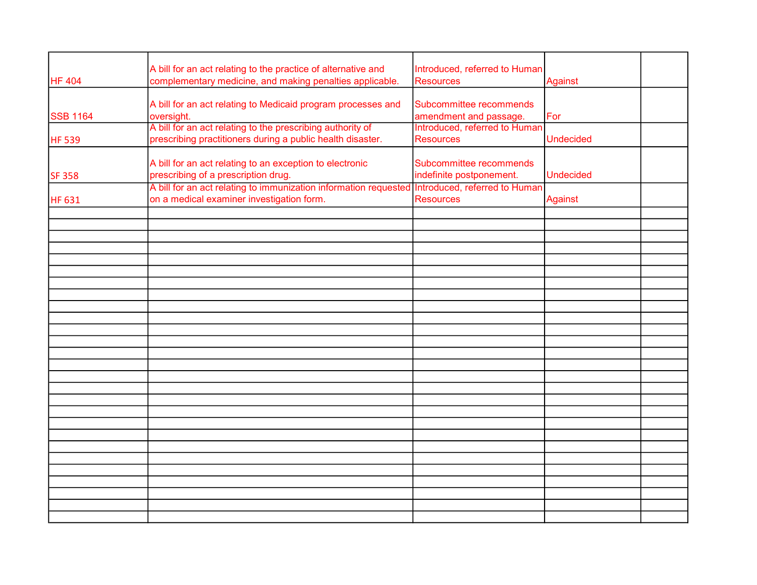| | | | | |
|---|---|---|---|---|
| HF 404 | A bill for an act relating to the practice of alternative and complementary medicine, and making penalties applicable. | Introduced, referred to Human Resources | Against | |
| SSB 1164 | A bill for an act relating to Medicaid program processes and oversight. | Subcommittee recommends amendment and passage. | For | |
| HF 539 | A bill for an act relating to the prescribing authority of prescribing practitioners during a public health disaster. | Introduced, referred to Human Resources | Undecided | |
| SF 358 | A bill for an act relating to an exception to electronic prescribing of a prescription drug. | Subcommittee recommends indefinite postponement. | Undecided | |
| HF 631 | A bill for an act relating to immunization information requested on a medical examiner investigation form. | Introduced, referred to Human Resources | Against | |